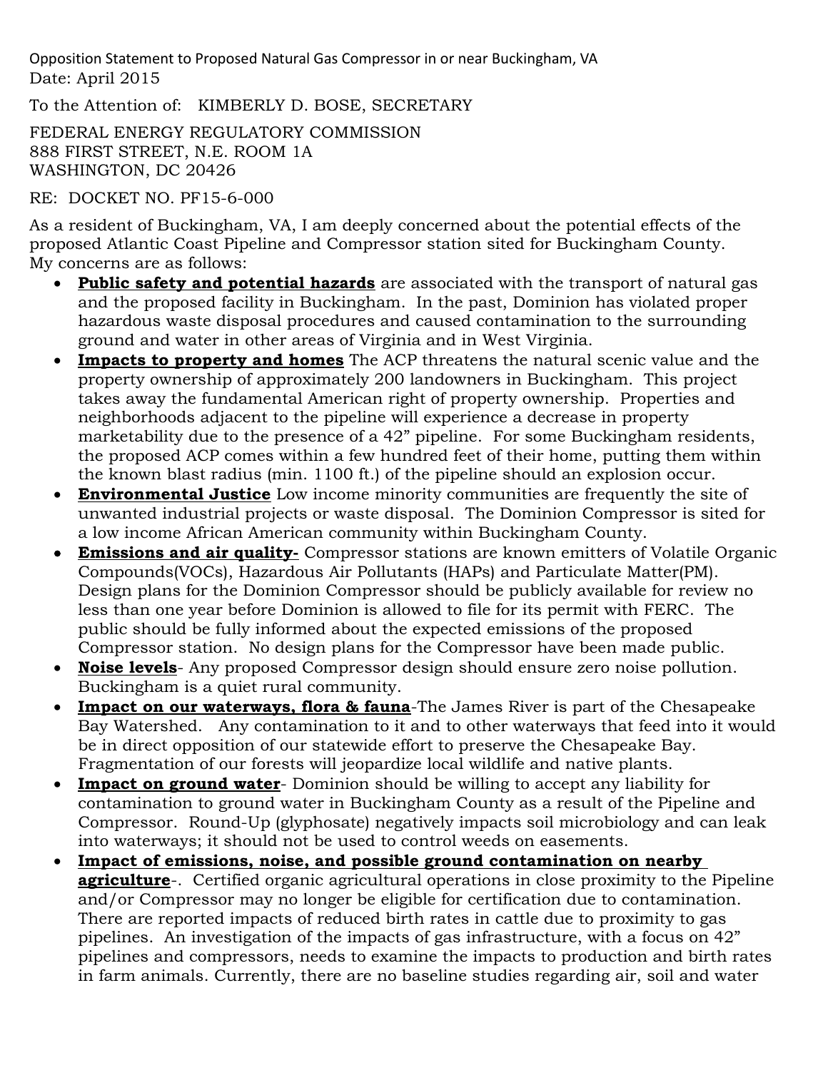Opposition Statement to Proposed Natural Gas Compressor in or near Buckingham, VA
Date: April 2015

To the Attention of: KIMBERLY D. BOSE, SECRETARY

FEDERAL ENERGY REGULATORY COMMISSION
888 FIRST STREET, N.E. ROOM 1A
WASHINGTON, DC 20426

RE: DOCKET NO. PF15-6-000

As a resident of Buckingham, VA, I am deeply concerned about the potential effects of the proposed Atlantic Coast Pipeline and Compressor station sited for Buckingham County.
My concerns are as follows:

- **Public safety and potential hazards** are associated with the transport of natural gas and the proposed facility in Buckingham. In the past, Dominion has violated proper hazardous waste disposal procedures and caused contamination to the surrounding ground and water in other areas of Virginia and in West Virginia.
- **Impacts to property and homes** The ACP threatens the natural scenic value and the property ownership of approximately 200 landowners in Buckingham. This project takes away the fundamental American right of property ownership. Properties and neighborhoods adjacent to the pipeline will experience a decrease in property marketability due to the presence of a 42" pipeline. For some Buckingham residents, the proposed ACP comes within a few hundred feet of their home, putting them within the known blast radius (min. 1100 ft.) of the pipeline should an explosion occur.
- **Environmental Justice** Low income minority communities are frequently the site of unwanted industrial projects or waste disposal. The Dominion Compressor is sited for a low income African American community within Buckingham County.
- **Emissions and air quality-** Compressor stations are known emitters of Volatile Organic Compounds(VOCs), Hazardous Air Pollutants (HAPs) and Particulate Matter(PM). Design plans for the Dominion Compressor should be publicly available for review no less than one year before Dominion is allowed to file for its permit with FERC. The public should be fully informed about the expected emissions of the proposed Compressor station. No design plans for the Compressor have been made public.
- **Noise levels**- Any proposed Compressor design should ensure zero noise pollution. Buckingham is a quiet rural community.
- **Impact on our waterways, flora & fauna**-The James River is part of the Chesapeake Bay Watershed. Any contamination to it and to other waterways that feed into it would be in direct opposition of our statewide effort to preserve the Chesapeake Bay. Fragmentation of our forests will jeopardize local wildlife and native plants.
- **Impact on ground water**- Dominion should be willing to accept any liability for contamination to ground water in Buckingham County as a result of the Pipeline and Compressor. Round-Up (glyphosate) negatively impacts soil microbiology and can leak into waterways; it should not be used to control weeds on easements.
- **Impact of emissions, noise, and possible ground contamination on nearby agriculture**-. Certified organic agricultural operations in close proximity to the Pipeline and/or Compressor may no longer be eligible for certification due to contamination. There are reported impacts of reduced birth rates in cattle due to proximity to gas pipelines. An investigation of the impacts of gas infrastructure, with a focus on 42" pipelines and compressors, needs to examine the impacts to production and birth rates in farm animals. Currently, there are no baseline studies regarding air, soil and water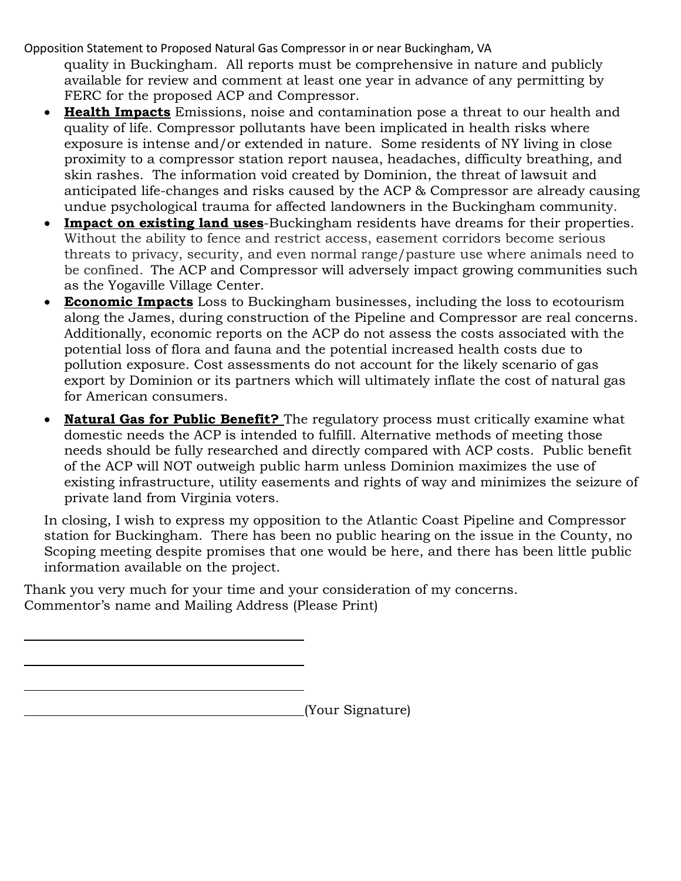quality in Buckingham. All reports must be comprehensive in nature and publicly available for review and comment at least one year in advance of any permitting by FERC for the proposed ACP and Compressor.

- **Health Impacts** Emissions, noise and contamination pose a threat to our health and quality of life. Compressor pollutants have been implicated in health risks where exposure is intense and/or extended in nature. Some residents of NY living in close proximity to a compressor station report nausea, headaches, difficulty breathing, and skin rashes. The information void created by Dominion, the threat of lawsuit and anticipated life-changes and risks caused by the ACP & Compressor are already causing undue psychological trauma for affected landowners in the Buckingham community.
- **Impact on existing land uses**-Buckingham residents have dreams for their properties. Without the ability to fence and restrict access, easement corridors become serious threats to privacy, security, and even normal range/pasture use where animals need to be confined. The ACP and Compressor will adversely impact growing communities such as the Yogaville Village Center.
- **Economic Impacts** Loss to Buckingham businesses, including the loss to ecotourism along the James, during construction of the Pipeline and Compressor are real concerns. Additionally, economic reports on the ACP do not assess the costs associated with the potential loss of flora and fauna and the potential increased health costs due to pollution exposure. Cost assessments do not account for the likely scenario of gas export by Dominion or its partners which will ultimately inflate the cost of natural gas for American consumers.
- **Natural Gas for Public Benefit?** The regulatory process must critically examine what domestic needs the ACP is intended to fulfill. Alternative methods of meeting those needs should be fully researched and directly compared with ACP costs. Public benefit of the ACP will NOT outweigh public harm unless Dominion maximizes the use of existing infrastructure, utility easements and rights of way and minimizes the seizure of private land from Virginia voters.

In closing, I wish to express my opposition to the Atlantic Coast Pipeline and Compressor station for Buckingham. There has been no public hearing on the issue in the County, no Scoping meeting despite promises that one would be here, and there has been little public information available on the project.

Thank you very much for your time and your consideration of my concerns.
Commentor's name and Mailing Address (Please Print)

\_\_\_\_\_\_\_\_\_\_\_\_\_\_\_\_\_\_\_\_\_\_\_\_\_\_\_\_\_\_\_\_\_\_\_\_\_\_\_\_

\_\_\_\_\_\_\_\_\_\_\_\_\_\_\_\_\_\_\_\_\_\_\_\_\_\_\_\_\_\_\_\_\_\_\_\_\_\_\_\_

\_\_\_\_\_\_\_\_\_\_\_\_\_\_\_\_\_\_\_\_\_\_\_\_\_\_\_\_\_\_\_\_\_\_\_\_\_\_\_\_

\_\_\_\_\_\_\_\_\_\_\_\_\_\_\_\_\_\_\_\_\_\_\_\_\_\_\_\_\_\_\_\_\_\_\_\_\_\_\_\_(Your Signature)